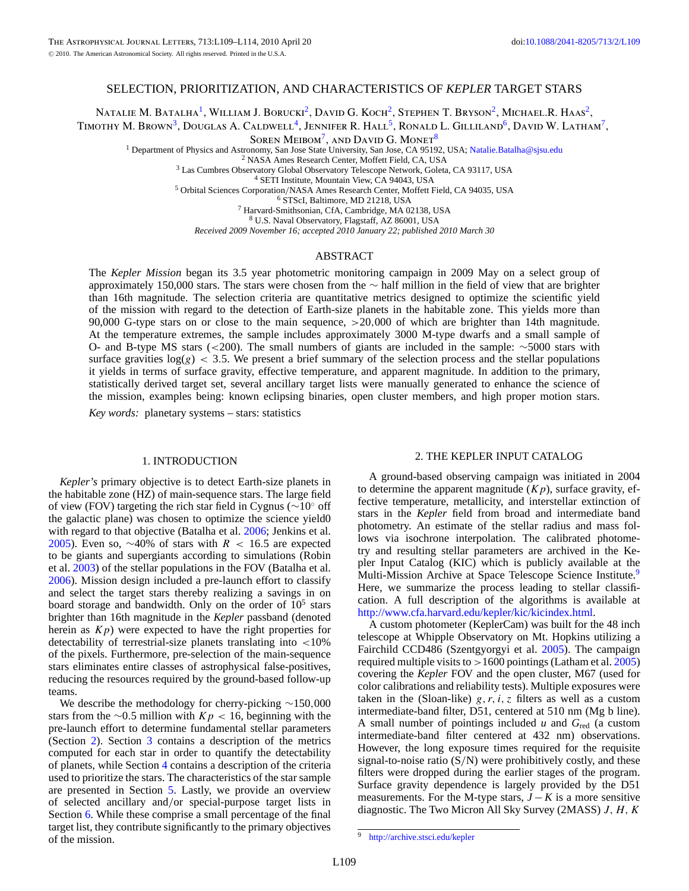# SELECTION, PRIORITIZATION, AND CHARACTERISTICS OF *KEPLER* TARGET STARS

Natalie M. Batalha[1], William J. Borucki[2], David G. Koch[2], Stephen T. Bryson[2], Michael.R. Haas[2], Timothy M. Brown[3], Douglas A. Caldwell[4], Jennifer R. Hall[5], Ronald L. Gilliland[6], David W. Latham[7], Soren Meibom[7], and David G. Monet[8]

[1] Department of Physics and Astronomy, San Jose State University, San Jose, CA 95192, USA; Natalie.Batalha@sjsu.edu
[2] NASA Ames Research Center, Moffett Field, CA, USA
[3] Las Cumbres Observatory Global Observatory Telescope Network, Goleta, CA 93117, USA
[4] SETI Institute, Mountain View, CA 94043, USA
[5] Orbital Sciences Corporation/NASA Ames Research Center, Moffett Field, CA 94035, USA
[6] STScI, Baltimore, MD 21218, USA
[7] Harvard-Smithsonian, CfA, Cambridge, MA 02138, USA
[8] U.S. Naval Observatory, Flagstaff, AZ 86001, USA

*Received 2009 November 16; accepted 2010 January 22; published 2010 March 30*

## ABSTRACT

The *Kepler Mission* began its 3.5 year photometric monitoring campaign in 2009 May on a select group of approximately 150,000 stars. The stars were chosen from the ∼ half million in the field of view that are brighter than 16th magnitude. The selection criteria are quantitative metrics designed to optimize the scientific yield of the mission with regard to the detection of Earth-size planets in the habitable zone. This yields more than 90,000 G-type stars on or close to the main sequence, >20,000 of which are brighter than 14th magnitude. At the temperature extremes, the sample includes approximately 3000 M-type dwarfs and a small sample of O- and B-type MS stars (<200). The small numbers of giants are included in the sample: ∼5000 stars with surface gravities $\log(g) < 3.5$. We present a brief summary of the selection process and the stellar populations it yields in terms of surface gravity, effective temperature, and apparent magnitude. In addition to the primary, statistically derived target set, several ancillary target lists were manually generated to enhance the science of the mission, examples being: known eclipsing binaries, open cluster members, and high proper motion stars.

*Key words:* planetary systems – stars: statistics

## 1. INTRODUCTION

*Kepler's* primary objective is to detect Earth-size planets in the habitable zone (HZ) of main-sequence stars. The large field of view (FOV) targeting the rich star field in Cygnus (∼10° off the galactic plane) was chosen to optimize the science yield0 with regard to that objective (Batalha et al. 2006; Jenkins et al. 2005). Even so, ∼40% of stars with $R < 16.5$ are expected to be giants and supergiants according to simulations (Robin et al. 2003) of the stellar populations in the FOV (Batalha et al. 2006). Mission design included a pre-launch effort to classify and select the target stars thereby realizing a savings in on board storage and bandwidth. Only on the order of $10^5$ stars brighter than 16th magnitude in the *Kepler* passband (denoted herein as $Kp$) were expected to have the right properties for detectability of terrestrial-size planets translating into <10% of the pixels. Furthermore, pre-selection of the main-sequence stars eliminates entire classes of astrophysical false-positives, reducing the resources required by the ground-based follow-up teams.

We describe the methodology for cherry-picking ∼150,000 stars from the ∼0.5 million with $Kp < 16$, beginning with the pre-launch effort to determine fundamental stellar parameters (Section 2). Section 3 contains a description of the metrics computed for each star in order to quantify the detectability of planets, while Section 4 contains a description of the criteria used to prioritize the stars. The characteristics of the star sample are presented in Section 5. Lastly, we provide an overview of selected ancillary and/or special-purpose target lists in Section 6. While these comprise a small percentage of the final target list, they contribute significantly to the primary objectives of the mission.

## 2. THE KEPLER INPUT CATALOG

A ground-based observing campaign was initiated in 2004 to determine the apparent magnitude ($Kp$), surface gravity, effective temperature, metallicity, and interstellar extinction of stars in the *Kepler* field from broad and intermediate band photometry. An estimate of the stellar radius and mass follows via isochrone interpolation. The calibrated photometry and resulting stellar parameters are archived in the Kepler Input Catalog (KIC) which is publicly available at the Multi-Mission Archive at Space Telescope Science Institute.[9] Here, we summarize the process leading to stellar classification. A full description of the algorithms is available at http://www.cfa.harvard.edu/kepler/kic/kicindex.html.

A custom photometer (KeplerCam) was built for the 48 inch telescope at Whipple Observatory on Mt. Hopkins utilizing a Fairchild CCD486 (Szentgyorgyi et al. 2005). The campaign required multiple visits to >1600 pointings (Latham et al. 2005) covering the *Kepler* FOV and the open cluster, M67 (used for color calibrations and reliability tests). Multiple exposures were taken in the (Sloan-like) $g, r, i, z$ filters as well as a custom intermediate-band filter, D51, centered at 510 nm (Mg b line). A small number of pointings included $u$ and $G_{\rm red}$ (a custom intermediate-band filter centered at 432 nm) observations. However, the long exposure times required for the requisite signal-to-noise ratio (S/N) were prohibitively costly, and these filters were dropped during the earlier stages of the program. Surface gravity dependence is largely provided by the D51 measurements. For the M-type stars, $J - K$ is a more sensitive diagnostic. The Two Micron All Sky Survey (2MASS) $J$, $H$, $K$

[9] http://archive.stsci.edu/kepler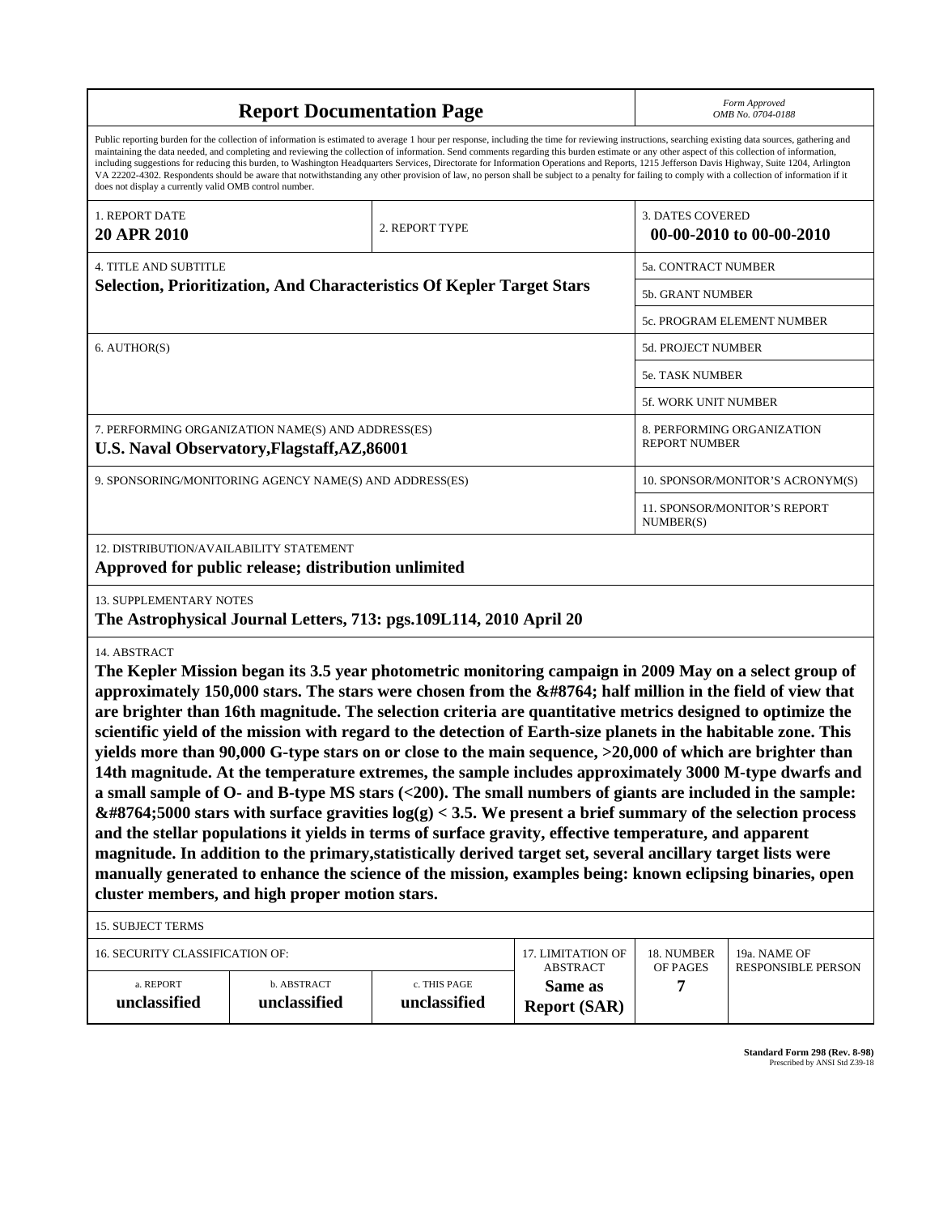# Report Documentation Page

*Form Approved*
*OMB No. 0704-0188*

Public reporting burden for the collection of information is estimated to average 1 hour per response, including the time for reviewing instructions, searching existing data sources, gathering and maintaining the data needed, and completing and reviewing the collection of information. Send comments regarding this burden estimate or any other aspect of this collection of information, including suggestions for reducing this burden, to Washington Headquarters Services, Directorate for Information Operations and Reports, 1215 Jefferson Davis Highway, Suite 1204, Arlington VA 22202-4302. Respondents should be aware that notwithstanding any other provision of law, no person shall be subject to a penalty for failing to comply with a collection of information if it does not display a currently valid OMB control number.

| 1. REPORT DATE | 2. REPORT TYPE | 3. DATES COVERED |
|---|---|---|
| **20 APR 2010** | | **00-00-2010 to 00-00-2010** |

| 4. TITLE AND SUBTITLE | |
|---|---|
| **Selection, Prioritization, And Characteristics Of Kepler Target Stars** | 5a. CONTRACT NUMBER |
| | 5b. GRANT NUMBER |
| | 5c. PROGRAM ELEMENT NUMBER |
| 6. AUTHOR(S) | 5d. PROJECT NUMBER |
| | 5e. TASK NUMBER |
| | 5f. WORK UNIT NUMBER |
| 7. PERFORMING ORGANIZATION NAME(S) AND ADDRESS(ES) **U.S. Naval Observatory,Flagstaff,AZ,86001** | 8. PERFORMING ORGANIZATION REPORT NUMBER |
| 9. SPONSORING/MONITORING AGENCY NAME(S) AND ADDRESS(ES) | 10. SPONSOR/MONITOR'S ACRONYM(S) |
| | 11. SPONSOR/MONITOR'S REPORT NUMBER(S) |

12. DISTRIBUTION/AVAILABILITY STATEMENT
**Approved for public release; distribution unlimited**

13. SUPPLEMENTARY NOTES
**The Astrophysical Journal Letters, 713: pgs.109L114, 2010 April 20**

14. ABSTRACT
**The Kepler Mission began its 3.5 year photometric monitoring campaign in 2009 May on a select group of approximately 150,000 stars. The stars were chosen from the &#8764; half million in the field of view that are brighter than 16th magnitude. The selection criteria are quantitative metrics designed to optimize the scientific yield of the mission with regard to the detection of Earth-size planets in the habitable zone. This yields more than 90,000 G-type stars on or close to the main sequence, >20,000 of which are brighter than 14th magnitude. At the temperature extremes, the sample includes approximately 3000 M-type dwarfs and a small sample of O- and B-type MS stars (<200). The small numbers of giants are included in the sample: &#8764;5000 stars with surface gravities log(g) < 3.5. We present a brief summary of the selection process and the stellar populations it yields in terms of surface gravity, effective temperature, and apparent magnitude. In addition to the primary,statistically derived target set, several ancillary target lists were manually generated to enhance the science of the mission, examples being: known eclipsing binaries, open cluster members, and high proper motion stars.**

15. SUBJECT TERMS

| 16. SECURITY CLASSIFICATION OF: | | | 17. LIMITATION OF ABSTRACT | 18. NUMBER OF PAGES | 19a. NAME OF RESPONSIBLE PERSON |
|---|---|---|---|---|---|
| a. REPORT | b. ABSTRACT | c. THIS PAGE | | | |
| **unclassified** | **unclassified** | **unclassified** | **Same as Report (SAR)** | **7** | |

**Standard Form 298 (Rev. 8-98)**
Prescribed by ANSI Std Z39-18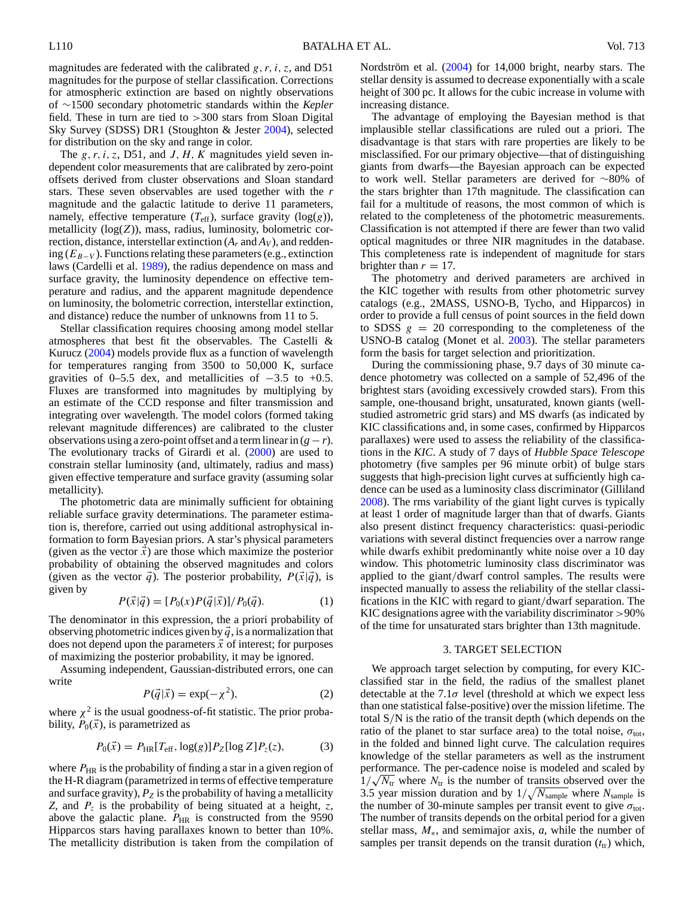magnitudes are federated with the calibrated $g$, $r$, $i$, $z$, and D51 magnitudes for the purpose of stellar classification. Corrections for atmospheric extinction are based on nightly observations of ∼1500 secondary photometric standards within the *Kepler* field. These in turn are tied to >300 stars from Sloan Digital Sky Survey (SDSS) DR1 (Stoughton & Jester 2004), selected for distribution on the sky and range in color.

The $g$, $r$, $i$, $z$, D51, and $J$, $H$, $K$ magnitudes yield seven independent color measurements that are calibrated by zero-point offsets derived from cluster observations and Sloan standard stars. These seven observables are used together with the $r$ magnitude and the galactic latitude to derive 11 parameters, namely, effective temperature ($T_{\rm eff}$), surface gravity ($\log(g)$), metallicity ($\log(Z)$), mass, radius, luminosity, bolometric correction, distance, interstellar extinction ($A_r$ and $A_V$), and reddening ($E_{B-V}$). Functions relating these parameters (e.g., extinction laws (Cardelli et al. 1989), the radius dependence on mass and surface gravity, the luminosity dependence on effective temperature and radius, and the apparent magnitude dependence on luminosity, the bolometric correction, interstellar extinction, and distance) reduce the number of unknowns from 11 to 5.

Stellar classification requires choosing among model stellar atmospheres that best fit the observables. The Castelli & Kurucz (2004) models provide flux as a function of wavelength for temperatures ranging from 3500 to 50,000 K, surface gravities of 0–5.5 dex, and metallicities of −3.5 to +0.5. Fluxes are transformed into magnitudes by multiplying by an estimate of the CCD response and filter transmission and integrating over wavelength. The model colors (formed taking relevant magnitude differences) are calibrated to the cluster observations using a zero-point offset and a term linear in $(g - r)$. The evolutionary tracks of Girardi et al. (2000) are used to constrain stellar luminosity (and, ultimately, radius and mass) given effective temperature and surface gravity (assuming solar metallicity).

The photometric data are minimally sufficient for obtaining reliable surface gravity determinations. The parameter estimation is, therefore, carried out using additional astrophysical information to form Bayesian priors. A star's physical parameters (given as the vector $\vec{x}$) are those which maximize the posterior probability of obtaining the observed magnitudes and colors (given as the vector $\vec{q}$). The posterior probability, $P(\vec{x}|\vec{q})$, is given by

$$P(\vec{x}|\vec{q}) = [P_0(x)P(\vec{q}|\vec{x})]/P_0(\vec{q}). \quad (1)$$

The denominator in this expression, the a priori probability of observing photometric indices given by $\vec{q}$, is a normalization that does not depend upon the parameters $\vec{x}$ of interest; for purposes of maximizing the posterior probability, it may be ignored.

Assuming independent, Gaussian-distributed errors, one can write

$$P(\vec{q}|\vec{x}) = \exp(-\chi^2), \quad (2)$$

where $\chi^2$ is the usual goodness-of-fit statistic. The prior probability, $P_0(\vec{x})$, is parametrized as

$$P_0(\vec{x}) = P_{\rm HR}[T_{\rm eff}, \log(g)]P_Z[\log Z]P_z(z), \quad (3)$$

where $P_{\rm HR}$ is the probability of finding a star in a given region of the H-R diagram (parametrized in terms of effective temperature and surface gravity), $P_Z$ is the probability of having a metallicity $Z$, and $P_z$ is the probability of being situated at a height, $z$, above the galactic plane. $P_{\rm HR}$ is constructed from the 9590 Hipparcos stars having parallaxes known to better than 10%. The metallicity distribution is taken from the compilation of Nordström et al. (2004) for 14,000 bright, nearby stars. The stellar density is assumed to decrease exponentially with a scale height of 300 pc. It allows for the cubic increase in volume with increasing distance.

The advantage of employing the Bayesian method is that implausible stellar classifications are ruled out a priori. The disadvantage is that stars with rare properties are likely to be misclassified. For our primary objective—that of distinguishing giants from dwarfs—the Bayesian approach can be expected to work well. Stellar parameters are derived for ∼80% of the stars brighter than 17th magnitude. The classification can fail for a multitude of reasons, the most common of which is related to the completeness of the photometric measurements. Classification is not attempted if there are fewer than two valid optical magnitudes or three NIR magnitudes in the database. This completeness rate is independent of magnitude for stars brighter than $r = 17$.

The photometry and derived parameters are archived in the KIC together with results from other photometric survey catalogs (e.g., 2MASS, USNO-B, Tycho, and Hipparcos) in order to provide a full census of point sources in the field down to SDSS $g = 20$ corresponding to the completeness of the USNO-B catalog (Monet et al. 2003). The stellar parameters form the basis for target selection and prioritization.

During the commissioning phase, 9.7 days of 30 minute cadence photometry was collected on a sample of 52,496 of the brightest stars (avoiding excessively crowded stars). From this sample, one-thousand bright, unsaturated, known giants (well-studied astrometric grid stars) and MS dwarfs (as indicated by KIC classifications and, in some cases, confirmed by Hipparcos parallaxes) were used to assess the reliability of the classifications in the *KIC*. A study of 7 days of *Hubble Space Telescope* photometry (five samples per 96 minute orbit) of bulge stars suggests that high-precision light curves at sufficiently high cadence can be used as a luminosity class discriminator (Gilliland 2008). The rms variability of the giant light curves is typically at least 1 order of magnitude larger than that of dwarfs. Giants also present distinct frequency characteristics: quasi-periodic variations with several distinct frequencies over a narrow range while dwarfs exhibit predominantly white noise over a 10 day window. This photometric luminosity class discriminator was applied to the giant/dwarf control samples. The results were inspected manually to assess the reliability of the stellar classifications in the KIC with regard to giant/dwarf separation. The KIC designations agree with the variability discriminator >90% of the time for unsaturated stars brighter than 13th magnitude.

## 3. TARGET SELECTION

We approach target selection by computing, for every KIC-classified star in the field, the radius of the smallest planet detectable at the 7.1$\sigma$ level (threshold at which we expect less than one statistical false-positive) over the mission lifetime. The total S/N is the ratio of the transit depth (which depends on the ratio of the planet to star surface area) to the total noise, $\sigma_{\rm tot}$, in the folded and binned light curve. The calculation requires knowledge of the stellar parameters as well as the instrument performance. The per-cadence noise is modeled and scaled by $1/\sqrt{N_{\rm tr}}$ where $N_{\rm tr}$ is the number of transits observed over the 3.5 year mission duration and by $1/\sqrt{N_{\rm sample}}$ where $N_{\rm sample}$ is the number of 30-minute samples per transit event to give $\sigma_{\rm tot}$. The number of transits depends on the orbital period for a given stellar mass, $M_*$, and semimajor axis, $a$, while the number of samples per transit depends on the transit duration ($t_{\rm tr}$) which,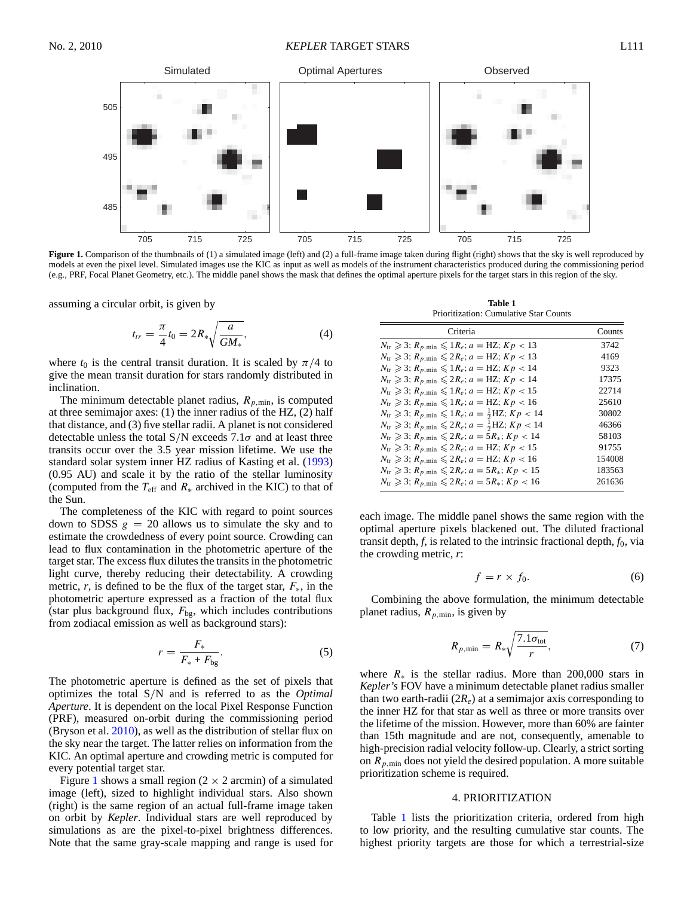**Figure 1.** Comparison of the thumbnails of (1) a simulated image (left) and (2) a full-frame image taken during flight (right) shows that the sky is well reproduced by models at even the pixel level. Simulated images use the KIC as input as well as models of the instrument characteristics produced during the commissioning period (e.g., PRF, Focal Planet Geometry, etc.). The middle panel shows the mask that defines the optimal aperture pixels for the target stars in this region of the sky.

assuming a circular orbit, is given by

$$t_{tr} = \frac{\pi}{4} t_0 = 2R_* \sqrt{\frac{a}{GM_*}}, \tag{4}$$

where $t_0$ is the central transit duration. It is scaled by $\pi/4$ to give the mean transit duration for stars randomly distributed in inclination.

The minimum detectable planet radius, $R_{p,\min}$, is computed at three semimajor axes: (1) the inner radius of the HZ, (2) half that distance, and (3) five stellar radii. A planet is not considered detectable unless the total S/N exceeds $7.1\sigma$ and at least three transits occur over the 3.5 year mission lifetime. We use the standard solar system inner HZ radius of Kasting et al. (1993) (0.95 AU) and scale it by the ratio of the stellar luminosity (computed from the $T_{\rm eff}$ and $R_*$ archived in the KIC) to that of the Sun.

The completeness of the KIC with regard to point sources down to SDSS $g = 20$ allows us to simulate the sky and to estimate the crowdedness of every point source. Crowding can lead to flux contamination in the photometric aperture of the target star. The excess flux dilutes the transits in the photometric light curve, thereby reducing their detectability. A crowding metric, $r$, is defined to be the flux of the target star, $F_*$, in the photometric aperture expressed as a fraction of the total flux (star plus background flux, $F_{\rm bg}$, which includes contributions from zodiacal emission as well as background stars):

$$r = \frac{F_*}{F_* + F_{\rm bg}}. \tag{5}$$

The photometric aperture is defined as the set of pixels that optimizes the total S/N and is referred to as the *Optimal Aperture*. It is dependent on the local Pixel Response Function (PRF), measured on-orbit during the commissioning period (Bryson et al. 2010), as well as the distribution of stellar flux on the sky near the target. The latter relies on information from the KIC. An optimal aperture and crowding metric is computed for every potential target star.

Figure 1 shows a small region (2 × 2 arcmin) of a simulated image (left), sized to highlight individual stars. Also shown (right) is the same region of an actual full-frame image taken on orbit by *Kepler*. Individual stars are well reproduced by simulations as are the pixel-to-pixel brightness differences. Note that the same gray-scale mapping and range is used for each image. The middle panel shows the same region with the optimal aperture pixels blackened out. The diluted fractional transit depth, $f$, is related to the intrinsic fractional depth, $f_0$, via the crowding metric, $r$:

$$f = r \times f_0. \tag{6}$$

Combining the above formulation, the minimum detectable planet radius, $R_{p,\min}$, is given by

$$R_{p,\min} = R_* \sqrt{\frac{7.1\sigma_{\rm tot}}{r}}, \tag{7}$$

where $R_*$ is the stellar radius. More than 200,000 stars in *Kepler's* FOV have a minimum detectable planet radius smaller than two earth-radii ($2R_e$) at a semimajor axis corresponding to the inner HZ for that star as well as three or more transits over the lifetime of the mission. However, more than 60% are fainter than 15th magnitude and are not, consequently, amenable to high-precision radial velocity follow-up. Clearly, a strict sorting on $R_{p,\min}$ does not yield the desired population. A more suitable prioritization scheme is required.

**Table 1**
Prioritization: Cumulative Star Counts

| Criteria | Counts |
|---|---|
| $N_{\rm tr} \geqslant 3$; $R_{p,\min} \leqslant 1R_e$; $a$ = HZ; $Kp < 13$ | 3742 |
| $N_{\rm tr} \geqslant 3$; $R_{p,\min} \leqslant 2R_e$; $a$ = HZ; $Kp < 13$ | 4169 |
| $N_{\rm tr} \geqslant 3$; $R_{p,\min} \leqslant 1R_e$; $a$ = HZ; $Kp < 14$ | 9323 |
| $N_{\rm tr} \geqslant 3$; $R_{p,\min} \leqslant 2R_e$; $a$ = HZ; $Kp < 14$ | 17375 |
| $N_{\rm tr} \geqslant 3$; $R_{p,\min} \leqslant 1R_e$; $a$ = HZ; $Kp < 15$ | 22714 |
| $N_{\rm tr} \geqslant 3$; $R_{p,\min} \leqslant 1R_e$; $a$ = HZ; $Kp < 16$ | 25610 |
| $N_{\rm tr} \geqslant 3$; $R_{p,\min} \leqslant 1R_e$; $a = \frac{1}{2}$HZ; $Kp < 14$ | 30802 |
| $N_{\rm tr} \geqslant 3$; $R_{p,\min} \leqslant 2R_e$; $a = \frac{1}{2}$HZ; $Kp < 14$ | 46366 |
| $N_{\rm tr} \geqslant 3$; $R_{p,\min} \leqslant 2R_e$; $a = 5R_*$; $Kp < 14$ | 58103 |
| $N_{\rm tr} \geqslant 3$; $R_{p,\min} \leqslant 2R_e$; $a$ = HZ; $Kp < 15$ | 91755 |
| $N_{\rm tr} \geqslant 3$; $R_{p,\min} \leqslant 2R_e$; $a$ = HZ; $Kp < 16$ | 154008 |
| $N_{\rm tr} \geqslant 3$; $R_{p,\min} \leqslant 2R_e$; $a = 5R_*$; $Kp < 15$ | 183563 |
| $N_{\rm tr} \geqslant 3$; $R_{p,\min} \leqslant 2R_e$; $a = 5R_*$; $Kp < 16$ | 261636 |

## 4. PRIORITIZATION

Table 1 lists the prioritization criteria, ordered from high to low priority, and the resulting cumulative star counts. The highest priority targets are those for which a terrestrial-size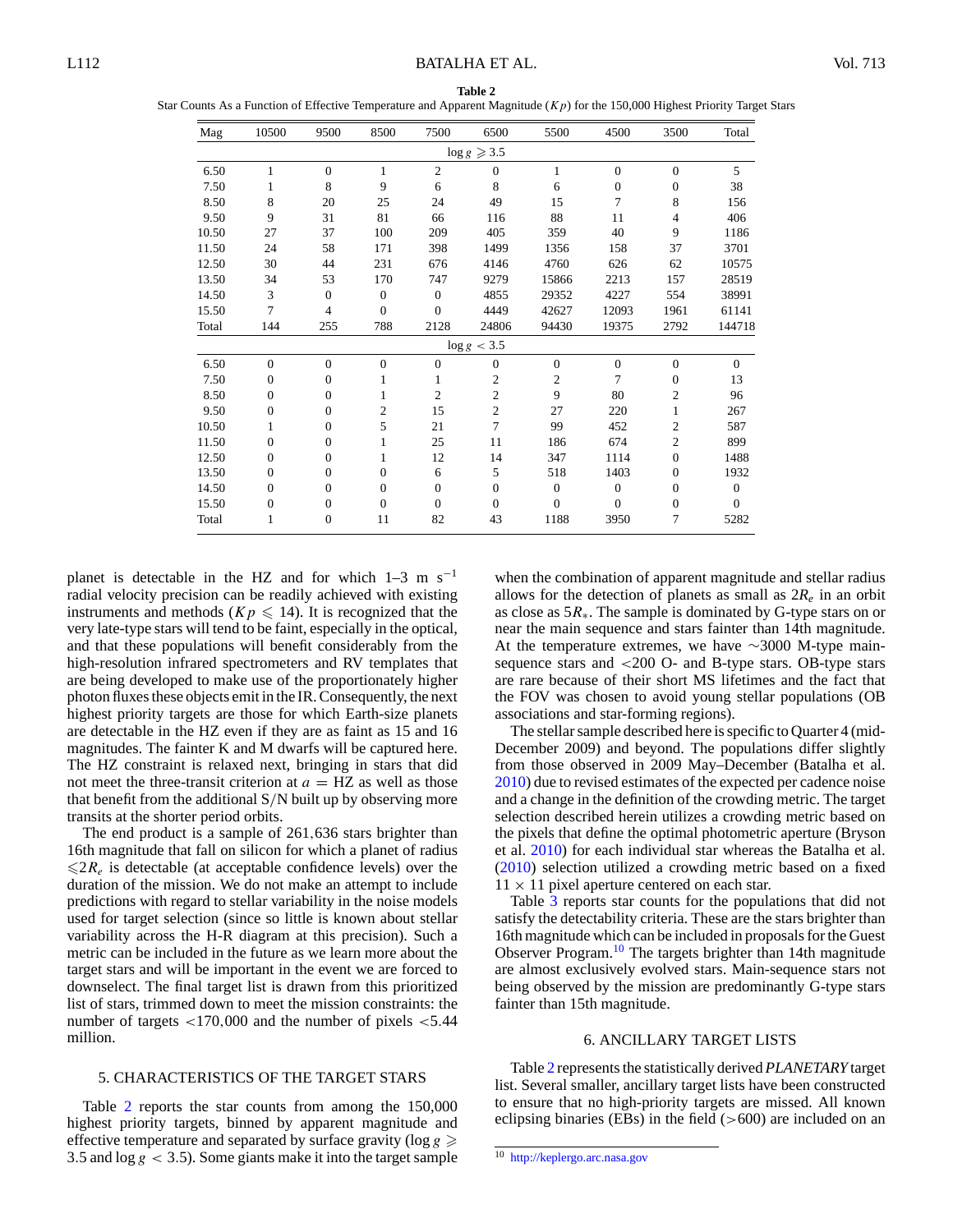**Table 2**
Star Counts As a Function of Effective Temperature and Apparent Magnitude ($Kp$) for the 150,000 Highest Priority Target Stars

| Mag | 10500 | 9500 | 8500 | 7500 | 6500 | 5500 | 4500 | 3500 | Total |
|---|---|---|---|---|---|---|---|---|---|
| | | | | | $\log g \geqslant 3.5$ | | | | |
| 6.50 | 1 | 0 | 1 | 2 | 0 | 1 | 0 | 0 | 5 |
| 7.50 | 1 | 8 | 9 | 6 | 8 | 6 | 0 | 0 | 38 |
| 8.50 | 8 | 20 | 25 | 24 | 49 | 15 | 7 | 8 | 156 |
| 9.50 | 9 | 31 | 81 | 66 | 116 | 88 | 11 | 4 | 406 |
| 10.50 | 27 | 37 | 100 | 209 | 405 | 359 | 40 | 9 | 1186 |
| 11.50 | 24 | 58 | 171 | 398 | 1499 | 1356 | 158 | 37 | 3701 |
| 12.50 | 30 | 44 | 231 | 676 | 4146 | 4760 | 626 | 62 | 10575 |
| 13.50 | 34 | 53 | 170 | 747 | 9279 | 15866 | 2213 | 157 | 28519 |
| 14.50 | 3 | 0 | 0 | 0 | 4855 | 29352 | 4227 | 554 | 38991 |
| 15.50 | 7 | 4 | 0 | 0 | 4449 | 42627 | 12093 | 1961 | 61141 |
| Total | 144 | 255 | 788 | 2128 | 24806 | 94430 | 19375 | 2792 | 144718 |
| | | | | | $\log g < 3.5$ | | | | |
| 6.50 | 0 | 0 | 0 | 0 | 0 | 0 | 0 | 0 | 0 |
| 7.50 | 0 | 0 | 1 | 1 | 2 | 2 | 7 | 0 | 13 |
| 8.50 | 0 | 0 | 1 | 2 | 2 | 9 | 80 | 2 | 96 |
| 9.50 | 0 | 0 | 2 | 15 | 2 | 27 | 220 | 1 | 267 |
| 10.50 | 1 | 0 | 5 | 21 | 7 | 99 | 452 | 2 | 587 |
| 11.50 | 0 | 0 | 1 | 25 | 11 | 186 | 674 | 2 | 899 |
| 12.50 | 0 | 0 | 1 | 12 | 14 | 347 | 1114 | 0 | 1488 |
| 13.50 | 0 | 0 | 0 | 6 | 5 | 518 | 1403 | 0 | 1932 |
| 14.50 | 0 | 0 | 0 | 0 | 0 | 0 | 0 | 0 | 0 |
| 15.50 | 0 | 0 | 0 | 0 | 0 | 0 | 0 | 0 | 0 |
| Total | 1 | 0 | 11 | 82 | 43 | 1188 | 3950 | 7 | 5282 |

planet is detectable in the HZ and for which 1–3 m $s^{-1}$ radial velocity precision can be readily achieved with existing instruments and methods ($Kp \leqslant 14$). It is recognized that the very late-type stars will tend to be faint, especially in the optical, and that these populations will benefit considerably from the high-resolution infrared spectrometers and RV templates that are being developed to make use of the proportionately higher photon fluxes these objects emit in the IR. Consequently, the next highest priority targets are those for which Earth-size planets are detectable in the HZ even if they are as faint as 15 and 16 magnitudes. The fainter K and M dwarfs will be captured here. The HZ constraint is relaxed next, bringing in stars that did not meet the three-transit criterion at $a$ = HZ as well as those that benefit from the additional S/N built up by observing more transits at the shorter period orbits.

The end product is a sample of 261,636 stars brighter than 16th magnitude that fall on silicon for which a planet of radius $\leqslant 2R_e$ is detectable (at acceptable confidence levels) over the duration of the mission. We do not make an attempt to include predictions with regard to stellar variability in the noise models used for target selection (since so little is known about stellar variability across the H-R diagram at this precision). Such a metric can be included in the future as we learn more about the target stars and will be important in the event we are forced to downselect. The final target list is drawn from this prioritized list of stars, trimmed down to meet the mission constraints: the number of targets <170,000 and the number of pixels <5.44 million.

## 5. CHARACTERISTICS OF THE TARGET STARS

Table 2 reports the star counts from among the 150,000 highest priority targets, binned by apparent magnitude and effective temperature and separated by surface gravity ($\log g \geqslant 3.5$ and $\log g < 3.5$). Some giants make it into the target sample when the combination of apparent magnitude and stellar radius allows for the detection of planets as small as $2R_e$ in an orbit as close as $5R_*$. The sample is dominated by G-type stars on or near the main sequence and stars fainter than 14th magnitude. At the temperature extremes, we have ~3000 M-type main-sequence stars and <200 O- and B-type stars. OB-type stars are rare because of their short MS lifetimes and the fact that the FOV was chosen to avoid young stellar populations (OB associations and star-forming regions).

The stellar sample described here is specific to Quarter 4 (mid-December 2009) and beyond. The populations differ slightly from those observed in 2009 May–December (Batalha et al. 2010) due to revised estimates of the expected per cadence noise and a change in the definition of the crowding metric. The target selection described herein utilizes a crowding metric based on the pixels that define the optimal photometric aperture (Bryson et al. 2010) for each individual star whereas the Batalha et al. (2010) selection utilized a crowding metric based on a fixed 11 × 11 pixel aperture centered on each star.

Table 3 reports star counts for the populations that did not satisfy the detectability criteria. These are the stars brighter than 16th magnitude which can be included in proposals for the Guest Observer Program.[10] The targets brighter than 14th magnitude are almost exclusively evolved stars. Main-sequence stars not being observed by the mission are predominantly G-type stars fainter than 15th magnitude.

## 6. ANCILLARY TARGET LISTS

Table 2 represents the statistically derived *PLANETARY* target list. Several smaller, ancillary target lists have been constructed to ensure that no high-priority targets are missed. All known eclipsing binaries (EBs) in the field (>600) are included on an

[10] http://keplergo.arc.nasa.gov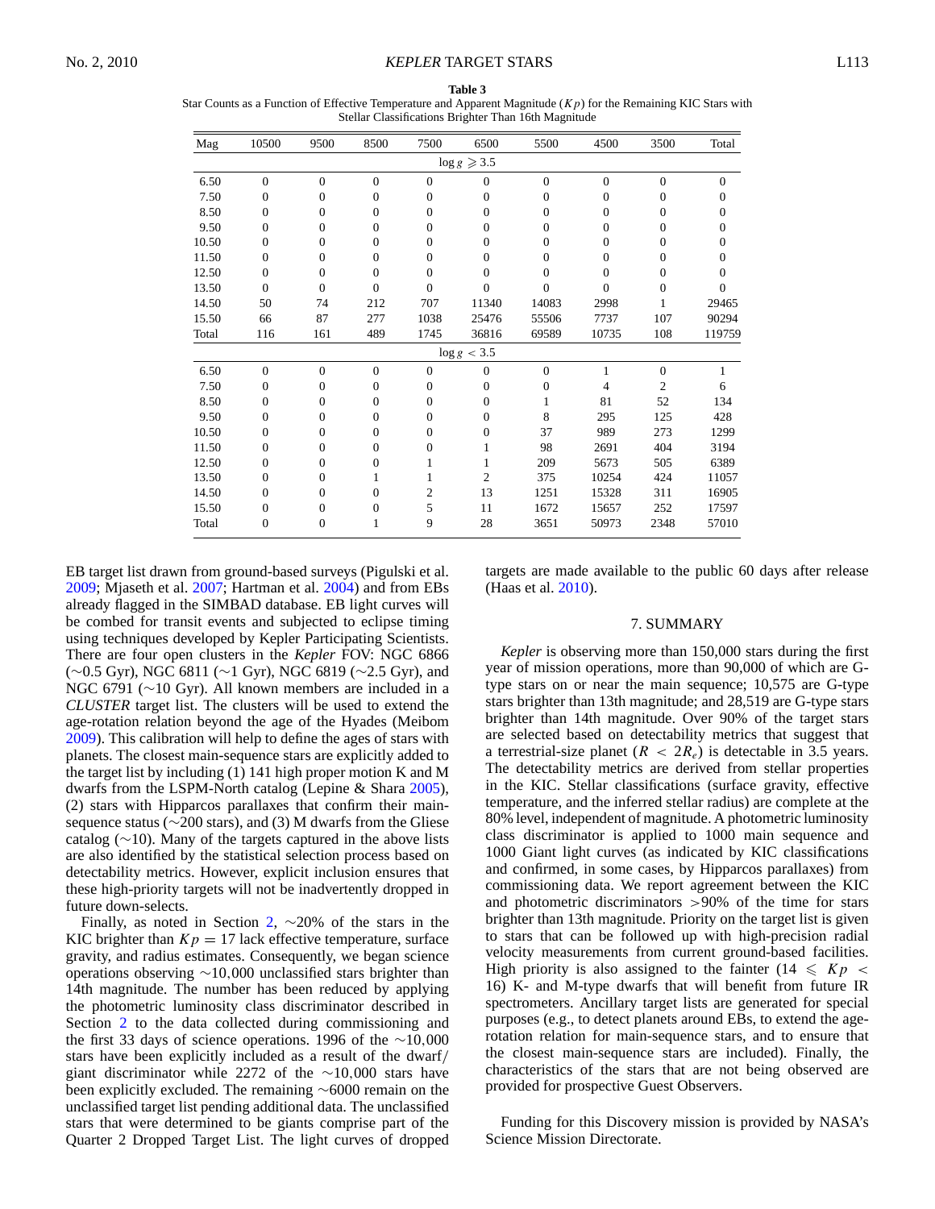**Table 3**

Star Counts as a Function of Effective Temperature and Apparent Magnitude ($Kp$) for the Remaining KIC Stars with Stellar Classifications Brighter Than 16th Magnitude

| Mag | 10500 | 9500 | 8500 | 7500 | 6500 | 5500 | 4500 | 3500 | Total |
|---|---|---|---|---|---|---|---|---|---|
| | | | | | $\log g \geqslant 3.5$ | | | | |
| 6.50 | 0 | 0 | 0 | 0 | 0 | 0 | 0 | 0 | 0 |
| 7.50 | 0 | 0 | 0 | 0 | 0 | 0 | 0 | 0 | 0 |
| 8.50 | 0 | 0 | 0 | 0 | 0 | 0 | 0 | 0 | 0 |
| 9.50 | 0 | 0 | 0 | 0 | 0 | 0 | 0 | 0 | 0 |
| 10.50 | 0 | 0 | 0 | 0 | 0 | 0 | 0 | 0 | 0 |
| 11.50 | 0 | 0 | 0 | 0 | 0 | 0 | 0 | 0 | 0 |
| 12.50 | 0 | 0 | 0 | 0 | 0 | 0 | 0 | 0 | 0 |
| 13.50 | 0 | 0 | 0 | 0 | 0 | 0 | 0 | 0 | 0 |
| 14.50 | 50 | 74 | 212 | 707 | 11340 | 14083 | 2998 | 1 | 29465 |
| 15.50 | 66 | 87 | 277 | 1038 | 25476 | 55506 | 7737 | 107 | 90294 |
| Total | 116 | 161 | 489 | 1745 | 36816 | 69589 | 10735 | 108 | 119759 |
| | | | | | $\log g < 3.5$ | | | | |
| 6.50 | 0 | 0 | 0 | 0 | 0 | 0 | 1 | 0 | 1 |
| 7.50 | 0 | 0 | 0 | 0 | 0 | 0 | 4 | 2 | 6 |
| 8.50 | 0 | 0 | 0 | 0 | 0 | 1 | 81 | 52 | 134 |
| 9.50 | 0 | 0 | 0 | 0 | 0 | 8 | 295 | 125 | 428 |
| 10.50 | 0 | 0 | 0 | 0 | 0 | 37 | 989 | 273 | 1299 |
| 11.50 | 0 | 0 | 0 | 0 | 1 | 98 | 2691 | 404 | 3194 |
| 12.50 | 0 | 0 | 0 | 1 | 1 | 209 | 5673 | 505 | 6389 |
| 13.50 | 0 | 0 | 1 | 1 | 2 | 375 | 10254 | 424 | 11057 |
| 14.50 | 0 | 0 | 0 | 2 | 13 | 1251 | 15328 | 311 | 16905 |
| 15.50 | 0 | 0 | 0 | 5 | 11 | 1672 | 15657 | 252 | 17597 |
| Total | 0 | 0 | 1 | 9 | 28 | 3651 | 50973 | 2348 | 57010 |

EB target list drawn from ground-based surveys (Pigulski et al. 2009; Mjaseth et al. 2007; Hartman et al. 2004) and from EBs already flagged in the SIMBAD database. EB light curves will be combed for transit events and subjected to eclipse timing using techniques developed by Kepler Participating Scientists. There are four open clusters in the *Kepler* FOV: NGC 6866 (∼0.5 Gyr), NGC 6811 (∼1 Gyr), NGC 6819 (∼2.5 Gyr), and NGC 6791 (∼10 Gyr). All known members are included in a *CLUSTER* target list. The clusters will be used to extend the age-rotation relation beyond the age of the Hyades (Meibom 2009). This calibration will help to define the ages of stars with planets. The closest main-sequence stars are explicitly added to the target list by including (1) 141 high proper motion K and M dwarfs from the LSPM-North catalog (Lepine & Shara 2005), (2) stars with Hipparcos parallaxes that confirm their main-sequence status (∼200 stars), and (3) M dwarfs from the Gliese catalog (∼10). Many of the targets captured in the above lists are also identified by the statistical selection process based on detectability metrics. However, explicit inclusion ensures that these high-priority targets will not be inadvertently dropped in future down-selects.

Finally, as noted in Section 2, ∼20% of the stars in the KIC brighter than $Kp = 17$ lack effective temperature, surface gravity, and radius estimates. Consequently, we began science operations observing ∼10,000 unclassified stars brighter than 14th magnitude. The number has been reduced by applying the photometric luminosity class discriminator described in Section 2 to the data collected during commissioning and the first 33 days of science operations. 1996 of the ∼10,000 stars have been explicitly included as a result of the dwarf/giant discriminator while 2272 of the ∼10,000 stars have been explicitly excluded. The remaining ∼6000 remain on the unclassified target list pending additional data. The unclassified stars that were determined to be giants comprise part of the Quarter 2 Dropped Target List. The light curves of dropped targets are made available to the public 60 days after release (Haas et al. 2010).

## 7. SUMMARY

*Kepler* is observing more than 150,000 stars during the first year of mission operations, more than 90,000 of which are G-type stars on or near the main sequence; 10,575 are G-type stars brighter than 13th magnitude; and 28,519 are G-type stars brighter than 14th magnitude. Over 90% of the target stars are selected based on detectability metrics that suggest that a terrestrial-size planet ($R < 2R_e$) is detectable in 3.5 years. The detectability metrics are derived from stellar properties in the KIC. Stellar classifications (surface gravity, effective temperature, and the inferred stellar radius) are complete at the 80% level, independent of magnitude. A photometric luminosity class discriminator is applied to 1000 main sequence and 1000 Giant light curves (as indicated by KIC classifications and confirmed, in some cases, by Hipparcos parallaxes) from commissioning data. We report agreement between the KIC and photometric discriminators >90% of the time for stars brighter than 13th magnitude. Priority on the target list is given to stars that can be followed up with high-precision radial velocity measurements from current ground-based facilities. High priority is also assigned to the fainter ($14 \leqslant Kp < 16$) K- and M-type dwarfs that will benefit from future IR spectrometers. Ancillary target lists are generated for special purposes (e.g., to detect planets around EBs, to extend the age-rotation relation for main-sequence stars, and to ensure that the closest main-sequence stars are included). Finally, the characteristics of the stars that are not being observed are provided for prospective Guest Observers.

Funding for this Discovery mission is provided by NASA's Science Mission Directorate.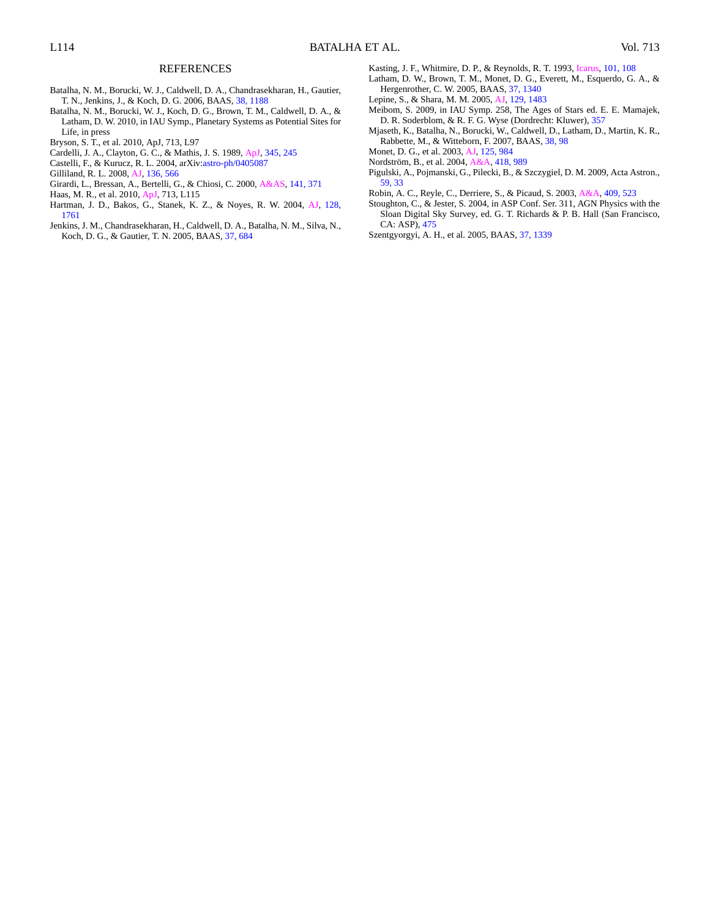## REFERENCES

Batalha, N. M., Borucki, W. J., Caldwell, D. A., Chandrasekharan, H., Gautier, T. N., Jenkins, J., & Koch, D. G. 2006, BAAS, 38, 1188

Batalha, N. M., Borucki, W. J., Koch, D. G., Brown, T. M., Caldwell, D. A., & Latham, D. W. 2010, in IAU Symp., Planetary Systems as Potential Sites for Life, in press

Bryson, S. T., et al. 2010, ApJ, 713, L97

Cardelli, J. A., Clayton, G. C., & Mathis, J. S. 1989, ApJ, 345, 245

Castelli, F., & Kurucz, R. L. 2004, arXiv:astro-ph/0405087

Gilliland, R. L. 2008, AJ, 136, 566

Girardi, L., Bressan, A., Bertelli, G., & Chiosi, C. 2000, A&AS, 141, 371

Haas, M. R., et al. 2010, ApJ, 713, L115

Hartman, J. D., Bakos, G., Stanek, K. Z., & Noyes, R. W. 2004, AJ, 128, 1761

Jenkins, J. M., Chandrasekharan, H., Caldwell, D. A., Batalha, N. M., Silva, N., Koch, D. G., & Gautier, T. N. 2005, BAAS, 37, 684

Kasting, J. F., Whitmire, D. P., & Reynolds, R. T. 1993, Icarus, 101, 108

Latham, D. W., Brown, T. M., Monet, D. G., Everett, M., Esquerdo, G. A., & Hergenrother, C. W. 2005, BAAS, 37, 1340

Lepine, S., & Shara, M. M. 2005, AJ, 129, 1483

Meibom, S. 2009, in IAU Symp. 258, The Ages of Stars ed. E. E. Mamajek, D. R. Soderblom, & R. F. G. Wyse (Dordrecht: Kluwer), 357

Mjaseth, K., Batalha, N., Borucki, W., Caldwell, D., Latham, D., Martin, K. R., Rabbette, M., & Witteborn, F. 2007, BAAS, 38, 98

Monet, D. G., et al. 2003, AJ, 125, 984

Nordström, B., et al. 2004, A&A, 418, 989

Pigulski, A., Pojmanski, G., Pilecki, B., & Szczygiel, D. M. 2009, Acta Astron., 59, 33

Robin, A. C., Reyle, C., Derriere, S., & Picaud, S. 2003, A&A, 409, 523

Stoughton, C., & Jester, S. 2004, in ASP Conf. Ser. 311, AGN Physics with the Sloan Digital Sky Survey, ed. G. T. Richards & P. B. Hall (San Francisco, CA: ASP), 475

Szentgyorgyi, A. H., et al. 2005, BAAS, 37, 1339